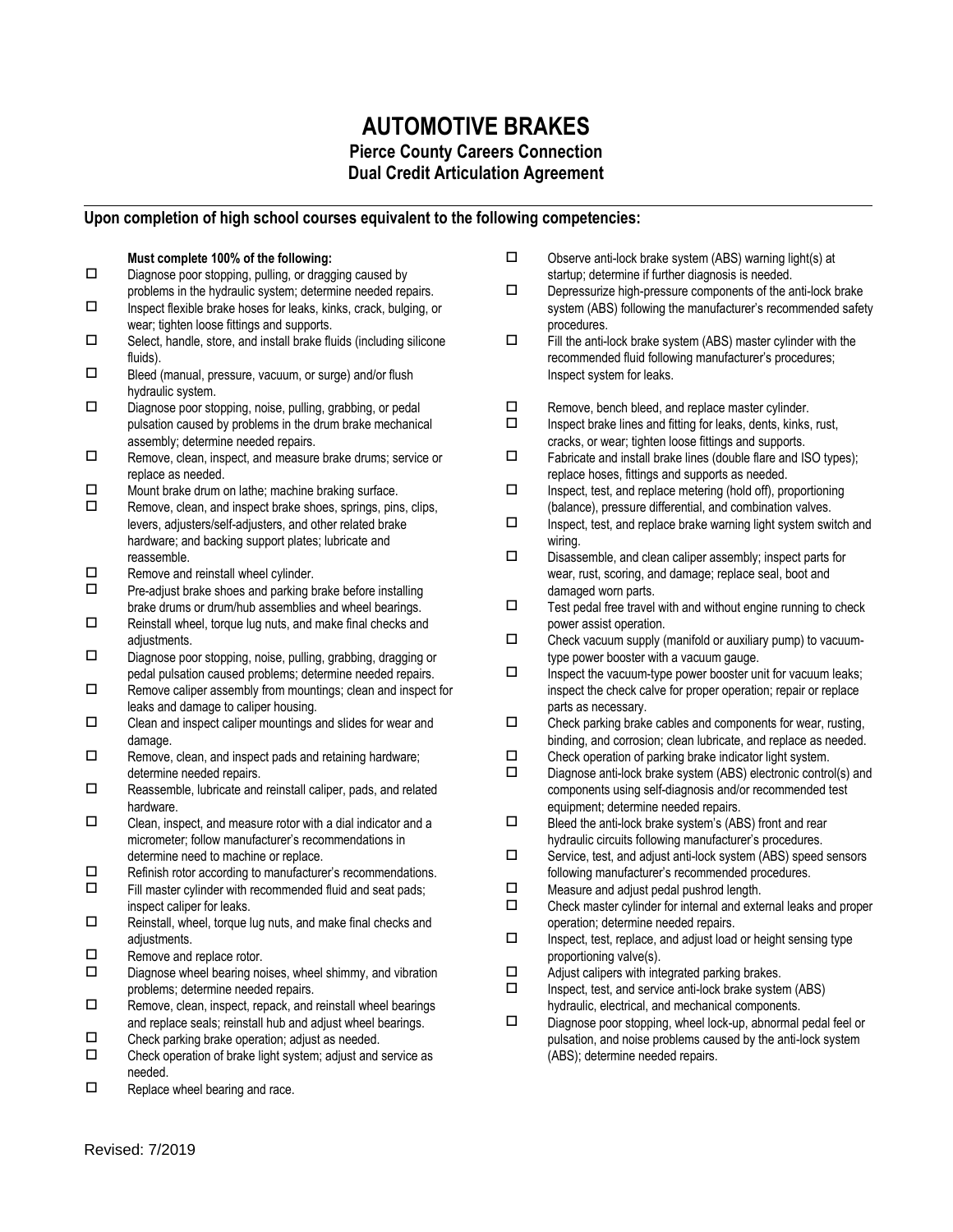# AUTOMOTIVE BRAKES

**Pierce County Careers Connection**
**Dual Credit Articulation Agreement**

---

**Upon completion of high school courses equivalent to the following competencies:**

**Must complete 100% of the following:**

- ☐ Diagnose poor stopping, pulling, or dragging caused by problems in the hydraulic system; determine needed repairs.
- ☐ Inspect flexible brake hoses for leaks, kinks, crack, bulging, or wear; tighten loose fittings and supports.
- ☐ Select, handle, store, and install brake fluids (including silicone fluids).
- ☐ Bleed (manual, pressure, vacuum, or surge) and/or flush hydraulic system.
- ☐ Diagnose poor stopping, noise, pulling, grabbing, or pedal pulsation caused by problems in the drum brake mechanical assembly; determine needed repairs.
- ☐ Remove, clean, inspect, and measure brake drums; service or replace as needed.
- ☐ Mount brake drum on lathe; machine braking surface.
- ☐ Remove, clean, and inspect brake shoes, springs, pins, clips, levers, adjusters/self-adjusters, and other related brake hardware; and backing support plates; lubricate and reassemble.
- ☐ Remove and reinstall wheel cylinder.
- ☐ Pre-adjust brake shoes and parking brake before installing brake drums or drum/hub assemblies and wheel bearings.
- ☐ Reinstall wheel, torque lug nuts, and make final checks and adjustments.
- ☐ Diagnose poor stopping, noise, pulling, grabbing, dragging or pedal pulsation caused problems; determine needed repairs.
- ☐ Remove caliper assembly from mountings; clean and inspect for leaks and damage to caliper housing.
- ☐ Clean and inspect caliper mountings and slides for wear and damage.
- ☐ Remove, clean, and inspect pads and retaining hardware; determine needed repairs.
- ☐ Reassemble, lubricate and reinstall caliper, pads, and related hardware.
- ☐ Clean, inspect, and measure rotor with a dial indicator and a micrometer; follow manufacturer's recommendations in determine need to machine or replace.
- ☐ Refinish rotor according to manufacturer's recommendations.
- ☐ Fill master cylinder with recommended fluid and seat pads; inspect caliper for leaks.
- ☐ Reinstall, wheel, torque lug nuts, and make final checks and adjustments.
- ☐ Remove and replace rotor.
- ☐ Diagnose wheel bearing noises, wheel shimmy, and vibration problems; determine needed repairs.
- ☐ Remove, clean, inspect, repack, and reinstall wheel bearings and replace seals; reinstall hub and adjust wheel bearings.
- ☐ Check parking brake operation; adjust as needed.
- ☐ Check operation of brake light system; adjust and service as needed.
- ☐ Replace wheel bearing and race.
- ☐ Observe anti-lock brake system (ABS) warning light(s) at startup; determine if further diagnosis is needed.
- ☐ Depressurize high-pressure components of the anti-lock brake system (ABS) following the manufacturer's recommended safety procedures.
- ☐ Fill the anti-lock brake system (ABS) master cylinder with the recommended fluid following manufacturer's procedures; Inspect system for leaks.
- ☐ Remove, bench bleed, and replace master cylinder.
- ☐ Inspect brake lines and fitting for leaks, dents, kinks, rust, cracks, or wear; tighten loose fittings and supports.
- ☐ Fabricate and install brake lines (double flare and ISO types); replace hoses, fittings and supports as needed.
- ☐ Inspect, test, and replace metering (hold off), proportioning (balance), pressure differential, and combination valves.
- ☐ Inspect, test, and replace brake warning light system switch and wiring.
- ☐ Disassemble, and clean caliper assembly; inspect parts for wear, rust, scoring, and damage; replace seal, boot and damaged worn parts.
- ☐ Test pedal free travel with and without engine running to check power assist operation.
- ☐ Check vacuum supply (manifold or auxiliary pump) to vacuum-type power booster with a vacuum gauge.
- ☐ Inspect the vacuum-type power booster unit for vacuum leaks; inspect the check calve for proper operation; repair or replace parts as necessary.
- ☐ Check parking brake cables and components for wear, rusting, binding, and corrosion; clean lubricate, and replace as needed.
- ☐ Check operation of parking brake indicator light system.
- ☐ Diagnose anti-lock brake system (ABS) electronic control(s) and components using self-diagnosis and/or recommended test equipment; determine needed repairs.
- ☐ Bleed the anti-lock brake system's (ABS) front and rear hydraulic circuits following manufacturer's procedures.
- ☐ Service, test, and adjust anti-lock system (ABS) speed sensors following manufacturer's recommended procedures.
- ☐ Measure and adjust pedal pushrod length.
- ☐ Check master cylinder for internal and external leaks and proper operation; determine needed repairs.
- ☐ Inspect, test, replace, and adjust load or height sensing type proportioning valve(s).
- ☐ Adjust calipers with integrated parking brakes.
- ☐ Inspect, test, and service anti-lock brake system (ABS) hydraulic, electrical, and mechanical components.
- ☐ Diagnose poor stopping, wheel lock-up, abnormal pedal feel or pulsation, and noise problems caused by the anti-lock system (ABS); determine needed repairs.

Revised: 7/2019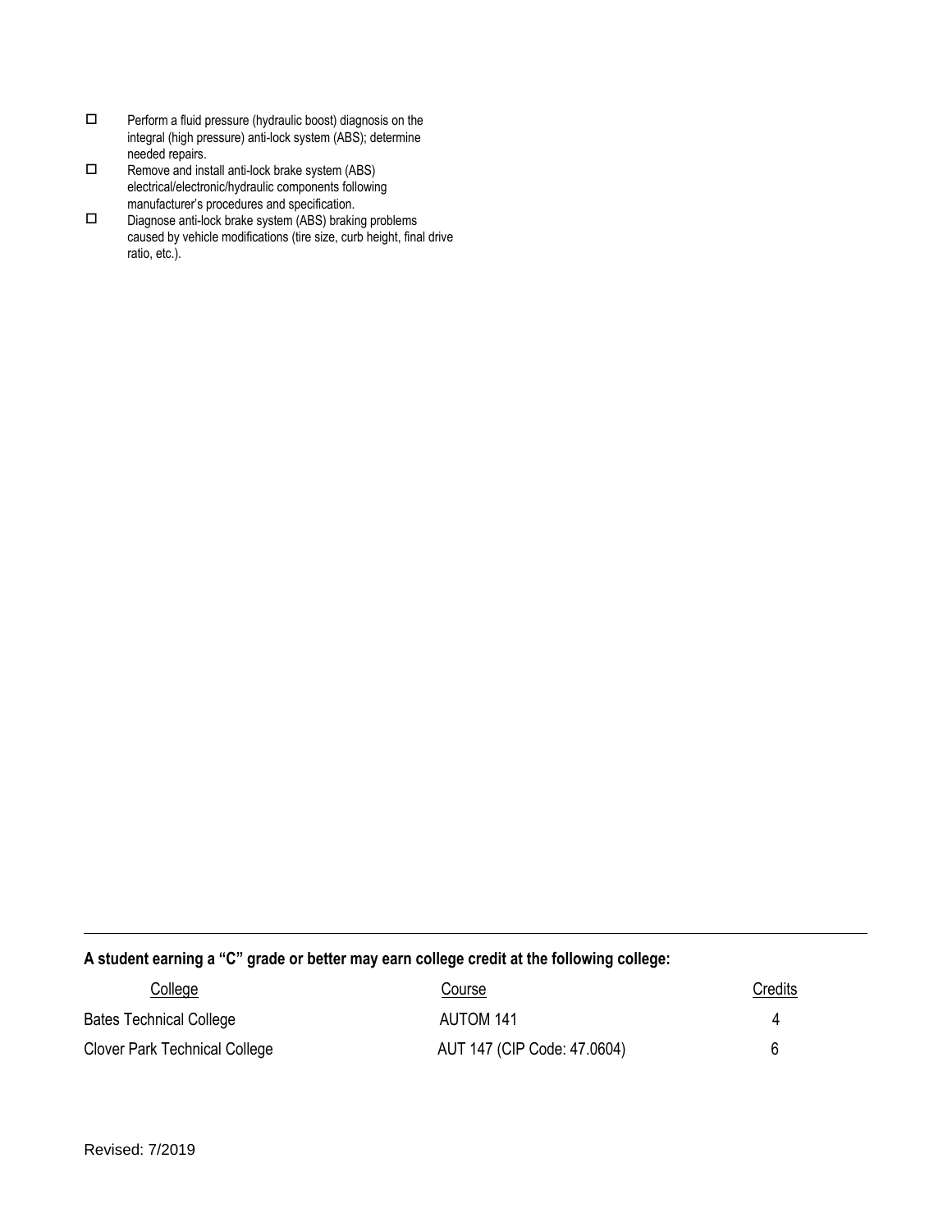- ☐ Perform a fluid pressure (hydraulic boost) diagnosis on the integral (high pressure) anti-lock system (ABS); determine needed repairs.
- ☐ Remove and install anti-lock brake system (ABS) electrical/electronic/hydraulic components following manufacturer's procedures and specification.
- ☐ Diagnose anti-lock brake system (ABS) braking problems caused by vehicle modifications (tire size, curb height, final drive ratio, etc.).

---

**A student earning a "C" grade or better may earn college credit at the following college:**

| College | Course | Credits |
|---|---|---|
| Bates Technical College | AUTOM 141 | 4 |
| Clover Park Technical College | AUT 147 (CIP Code: 47.0604) | 6 |

Revised: 7/2019